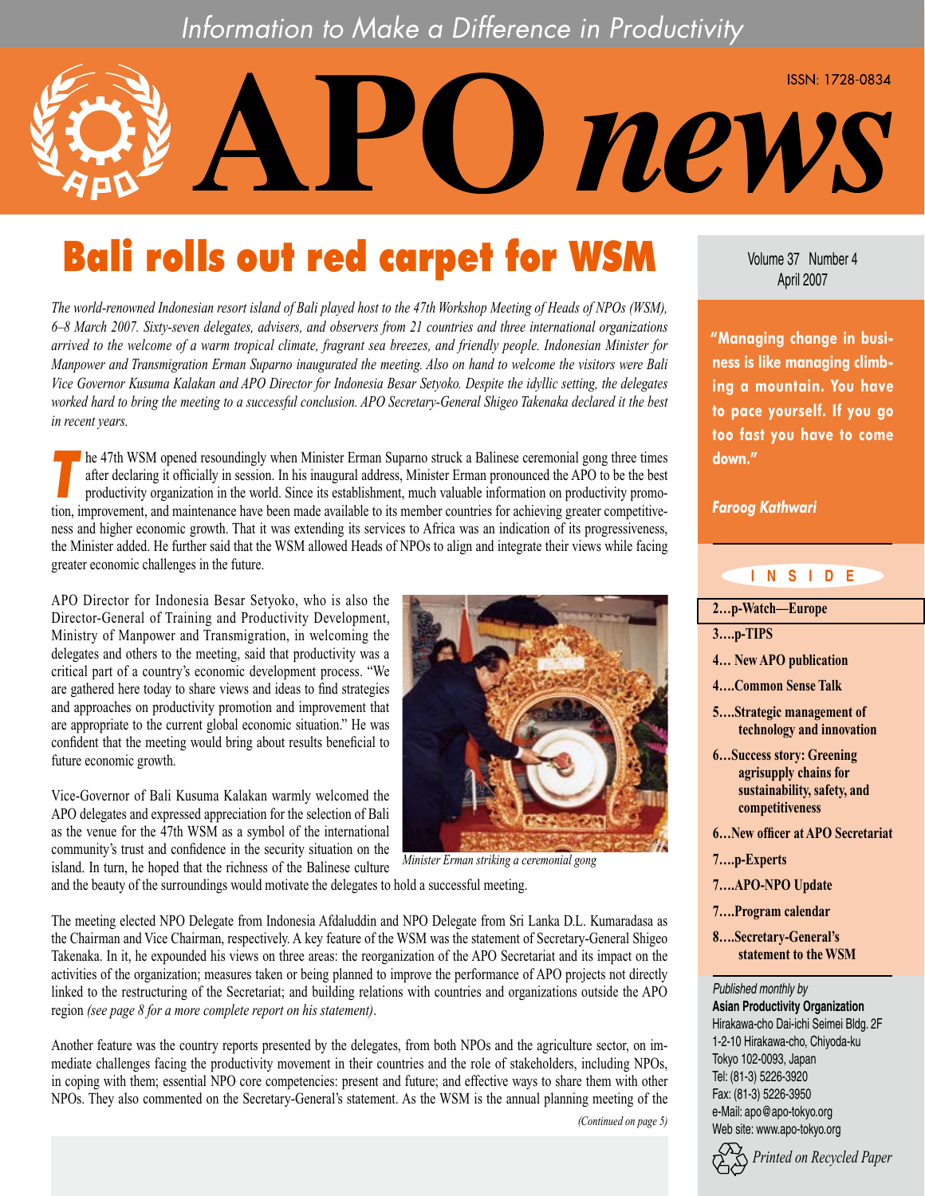Information to Make a Difference in Productivity

# APO news

ISSN: 1728-0834

Volume 37 Number 4
April 2007

## Bali rolls out red carpet for WSM

*The world-renowned Indonesian resort island of Bali played host to the 47th Workshop Meeting of Heads of NPOs (WSM), 6–8 March 2007. Sixty-seven delegates, advisers, and observers from 21 countries and three international organizations arrived to the welcome of a warm tropical climate, fragrant sea breezes, and friendly people. Indonesian Minister for Manpower and Transmigration Erman Suparno inaugurated the meeting. Also on hand to welcome the visitors were Bali Vice Governor Kusuma Kalakan and APO Director for Indonesia Besar Setyoko. Despite the idyllic setting, the delegates worked hard to bring the meeting to a successful conclusion. APO Secretary-General Shigeo Takenaka declared it the best in recent years.*

The 47th WSM opened resoundingly when Minister Erman Suparno struck a Balinese ceremonial gong three times after declaring it officially in session. In his inaugural address, Minister Erman pronounced the APO to be the best productivity organization in the world. Since its establishment, much valuable information on productivity promotion, improvement, and maintenance have been made available to its member countries for achieving greater competitiveness and higher economic growth. That it was extending its services to Africa was an indication of its progressiveness, the Minister added. He further said that the WSM allowed Heads of NPOs to align and integrate their views while facing greater economic challenges in the future.

APO Director for Indonesia Besar Setyoko, who is also the Director-General of Training and Productivity Development, Ministry of Manpower and Transmigration, in welcoming the delegates and others to the meeting, said that productivity was a critical part of a country's economic development process. "We are gathered here today to share views and ideas to find strategies and approaches on productivity promotion and improvement that are appropriate to the current global economic situation." He was confident that the meeting would bring about results beneficial to future economic growth.

Vice-Governor of Bali Kusuma Kalakan warmly welcomed the APO delegates and expressed appreciation for the selection of Bali as the venue for the 47th WSM as a symbol of the international community's trust and confidence in the security situation on the island. In turn, he hoped that the richness of the Balinese culture and the beauty of the surroundings would motivate the delegates to hold a successful meeting.

*Minister Erman striking a ceremonial gong*

The meeting elected NPO Delegate from Indonesia Afdaluddin and NPO Delegate from Sri Lanka D.L. Kumaradasa as the Chairman and Vice Chairman, respectively. A key feature of the WSM was the statement of Secretary-General Shigeo Takenaka. In it, he expounded his views on three areas: the reorganization of the APO Secretariat and its impact on the activities of the organization; measures taken or being planned to improve the performance of APO projects not directly linked to the restructuring of the Secretariat; and building relations with countries and organizations outside the APO region *(see page 8 for a more complete report on his statement)*.

Another feature was the country reports presented by the delegates, from both NPOs and the agriculture sector, on immediate challenges facing the productivity movement in their countries and the role of stakeholders, including NPOs, in coping with them; essential NPO core competencies: present and future; and effective ways to share them with other NPOs. They also commented on the Secretary-General's statement. As the WSM is the annual planning meeting of the

*(Continued on page 5)*

**"Managing change in business is like managing climbing a mountain. You have to pace yourself. If you go too fast you have to come down."**

***Faroog Kathwari***

**INSIDE**

- **2…p-Watch—Europe**
- **3….p-TIPS**
- **4… New APO publication**
- **4….Common Sense Talk**
- **5….Strategic management of technology and innovation**
- **6…Success story: Greening agrisupply chains for sustainability, safety, and competitiveness**
- **6…New officer at APO Secretariat**
- **7….p-Experts**
- **7….APO-NPO Update**
- **7….Program calendar**
- **8….Secretary-General's statement to the WSM**

*Published monthly by*
**Asian Productivity Organization**
Hirakawa-cho Dai-ichi Seimei Bldg. 2F
1-2-10 Hirakawa-cho, Chiyoda-ku
Tokyo 102-0093, Japan
Tel: (81-3) 5226-3920
Fax: (81-3) 5226-3950
e-Mail: apo@apo-tokyo.org
Web site: www.apo-tokyo.org

*Printed on Recycled Paper*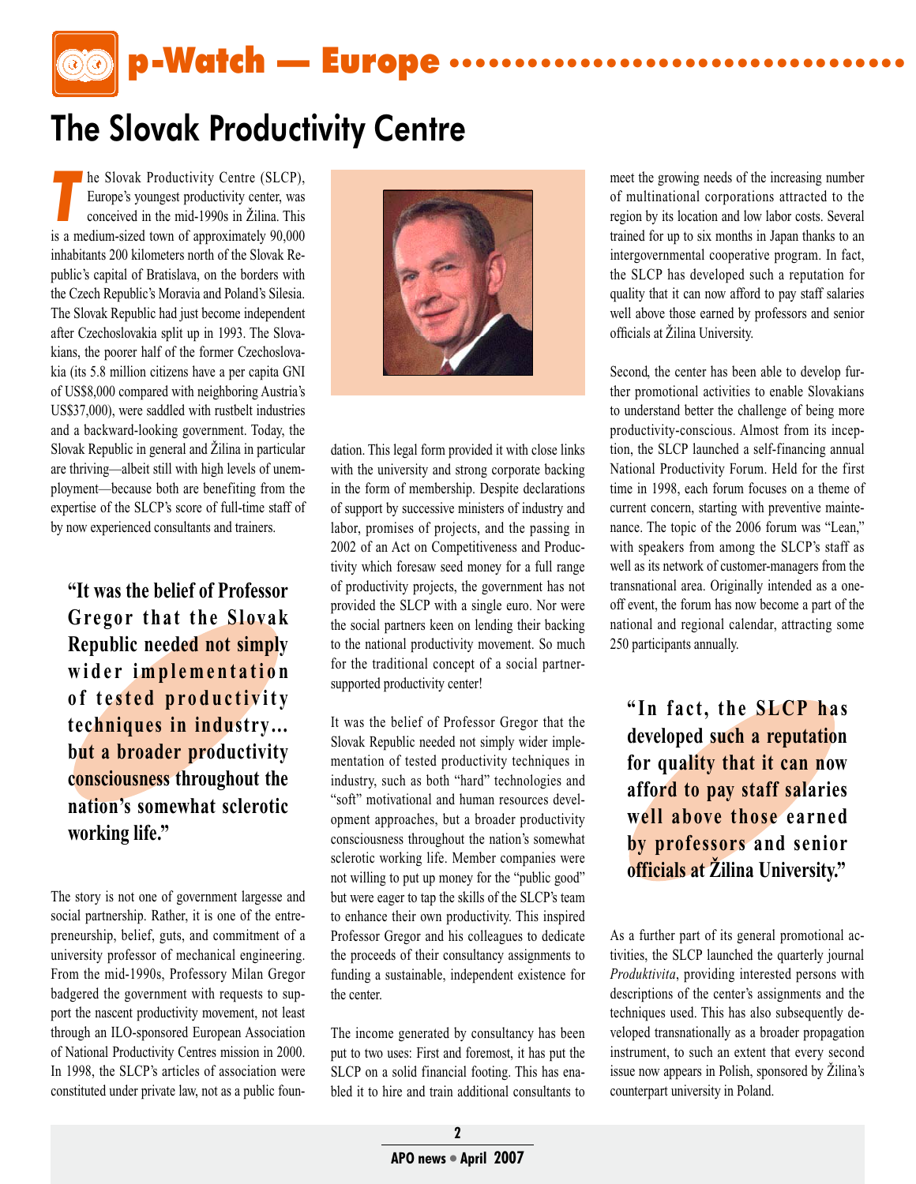# p-Watch — Europe

## The Slovak Productivity Centre

The Slovak Productivity Centre (SLCP), Europe's youngest productivity center, was conceived in the mid-1990s in Žilina. This is a medium-sized town of approximately 90,000 inhabitants 200 kilometers north of the Slovak Republic's capital of Bratislava, on the borders with the Czech Republic's Moravia and Poland's Silesia. The Slovak Republic had just become independent after Czechoslovakia split up in 1993. The Slovakians, the poorer half of the former Czechoslovakia (its 5.8 million citizens have a per capita GNI of US$8,000 compared with neighboring Austria's US$37,000), were saddled with rustbelt industries and a backward-looking government. Today, the Slovak Republic in general and Žilina in particular are thriving—albeit still with high levels of unemployment—because both are benefiting from the expertise of the SLCP's score of full-time staff of by now experienced consultants and trainers.

> **"It was the belief of Professor Gregor that the Slovak Republic needed not simply wider implementation of tested productivity techniques in industry... but a broader productivity consciousness throughout the nation's somewhat sclerotic working life."**

The story is not one of government largesse and social partnership. Rather, it is one of the entrepreneurship, belief, guts, and commitment of a university professor of mechanical engineering. From the mid-1990s, Professory Milan Gregor badgered the government with requests to support the nascent productivity movement, not least through an ILO-sponsored European Association of National Productivity Centres mission in 2000. In 1998, the SLCP's articles of association were constituted under private law, not as a public foundation. This legal form provided it with close links with the university and strong corporate backing in the form of membership. Despite declarations of support by successive ministers of industry and labor, promises of projects, and the passing in 2002 of an Act on Competitiveness and Productivity which foresaw seed money for a full range of productivity projects, the government has not provided the SLCP with a single euro. Nor were the social partners keen on lending their backing to the national productivity movement. So much for the traditional concept of a social partner-supported productivity center!

It was the belief of Professor Gregor that the Slovak Republic needed not simply wider implementation of tested productivity techniques in industry, such as both "hard" technologies and "soft" motivational and human resources development approaches, but a broader productivity consciousness throughout the nation's somewhat sclerotic working life. Member companies were not willing to put up money for the "public good" but were eager to tap the skills of the SLCP's team to enhance their own productivity. This inspired Professor Gregor and his colleagues to dedicate the proceeds of their consultancy assignments to funding a sustainable, independent existence for the center.

The income generated by consultancy has been put to two uses: First and foremost, it has put the SLCP on a solid financial footing. This has enabled it to hire and train additional consultants to meet the growing needs of the increasing number of multinational corporations attracted to the region by its location and low labor costs. Several trained for up to six months in Japan thanks to an intergovernmental cooperative program. In fact, the SLCP has developed such a reputation for quality that it can now afford to pay staff salaries well above those earned by professors and senior officials at Žilina University.

Second, the center has been able to develop further promotional activities to enable Slovakians to understand better the challenge of being more productivity-conscious. Almost from its inception, the SLCP launched a self-financing annual National Productivity Forum. Held for the first time in 1998, each forum focuses on a theme of current concern, starting with preventive maintenance. The topic of the 2006 forum was "Lean," with speakers from among the SLCP's staff as well as its network of customer-managers from the transnational area. Originally intended as a one-off event, the forum has now become a part of the national and regional calendar, attracting some 250 participants annually.

> **"In fact, the SLCP has developed such a reputation for quality that it can now afford to pay staff salaries well above those earned by professors and senior officials at Žilina University."**

As a further part of its general promotional activities, the SLCP launched the quarterly journal *Produktivita*, providing interested persons with descriptions of the center's assignments and the techniques used. This has also subsequently developed transnationally as a broader propagation instrument, to such an extent that every second issue now appears in Polish, sponsored by Žilina's counterpart university in Poland.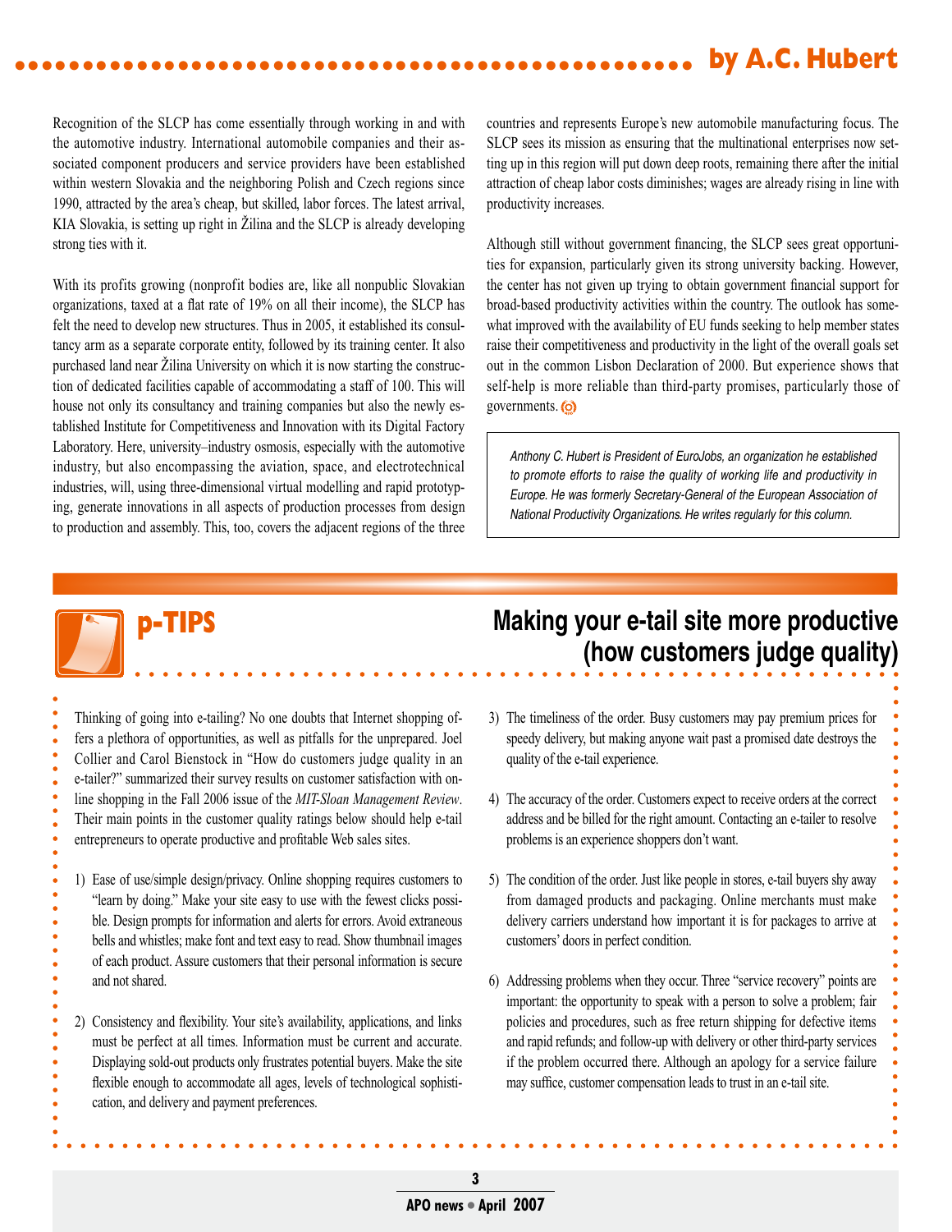by A.C. Hubert

Recognition of the SLCP has come essentially through working in and with the automotive industry. International automobile companies and their associated component producers and service providers have been established within western Slovakia and the neighboring Polish and Czech regions since 1990, attracted by the area's cheap, but skilled, labor forces. The latest arrival, KIA Slovakia, is setting up right in Žilina and the SLCP is already developing strong ties with it.

With its profits growing (nonprofit bodies are, like all nonpublic Slovakian organizations, taxed at a flat rate of 19% on all their income), the SLCP has felt the need to develop new structures. Thus in 2005, it established its consultancy arm as a separate corporate entity, followed by its training center. It also purchased land near Žilina University on which it is now starting the construction of dedicated facilities capable of accommodating a staff of 100. This will house not only its consultancy and training companies but also the newly established Institute for Competitiveness and Innovation with its Digital Factory Laboratory. Here, university–industry osmosis, especially with the automotive industry, but also encompassing the aviation, space, and electrotechnical industries, will, using three-dimensional virtual modelling and rapid prototyping, generate innovations in all aspects of production processes from design to production and assembly. This, too, covers the adjacent regions of the three countries and represents Europe's new automobile manufacturing focus. The SLCP sees its mission as ensuring that the multinational enterprises now setting up in this region will put down deep roots, remaining there after the initial attraction of cheap labor costs diminishes; wages are already rising in line with productivity increases.

Although still without government financing, the SLCP sees great opportunities for expansion, particularly given its strong university backing. However, the center has not given up trying to obtain government financial support for broad-based productivity activities within the country. The outlook has somewhat improved with the availability of EU funds seeking to help member states raise their competitiveness and productivity in the light of the overall goals set out in the common Lisbon Declaration of 2000. But experience shows that self-help is more reliable than third-party promises, particularly those of governments.

*Anthony C. Hubert is President of EuroJobs, an organization he established to promote efforts to raise the quality of working life and productivity in Europe. He was formerly Secretary-General of the European Association of National Productivity Organizations. He writes regularly for this column.*

## p-TIPS

## Making your e-tail site more productive (how customers judge quality)

Thinking of going into e-tailing? No one doubts that Internet shopping offers a plethora of opportunities, as well as pitfalls for the unprepared. Joel Collier and Carol Bienstock in "How do customers judge quality in an e-tailer?" summarized their survey results on customer satisfaction with online shopping in the Fall 2006 issue of the *MIT-Sloan Management Review*. Their main points in the customer quality ratings below should help e-tail entrepreneurs to operate productive and profitable Web sales sites.

1) Ease of use/simple design/privacy. Online shopping requires customers to "learn by doing." Make your site easy to use with the fewest clicks possible. Design prompts for information and alerts for errors. Avoid extraneous bells and whistles; make font and text easy to read. Show thumbnail images of each product. Assure customers that their personal information is secure and not shared.

2) Consistency and flexibility. Your site's availability, applications, and links must be perfect at all times. Information must be current and accurate. Displaying sold-out products only frustrates potential buyers. Make the site flexible enough to accommodate all ages, levels of technological sophistication, and delivery and payment preferences.

3) The timeliness of the order. Busy customers may pay premium prices for speedy delivery, but making anyone wait past a promised date destroys the quality of the e-tail experience.

4) The accuracy of the order. Customers expect to receive orders at the correct address and be billed for the right amount. Contacting an e-tailer to resolve problems is an experience shoppers don't want.

5) The condition of the order. Just like people in stores, e-tail buyers shy away from damaged products and packaging. Online merchants must make delivery carriers understand how important it is for packages to arrive at customers' doors in perfect condition.

6) Addressing problems when they occur. Three "service recovery" points are important: the opportunity to speak with a person to solve a problem; fair policies and procedures, such as free return shipping for defective items and rapid refunds; and follow-up with delivery or other third-party services if the problem occurred there. Although an apology for a service failure may suffice, customer compensation leads to trust in an e-tail site.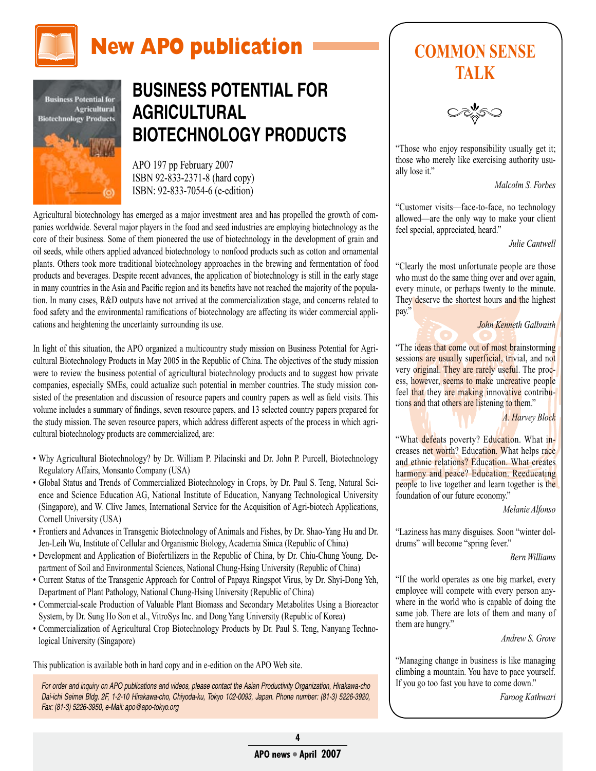# New APO publication

## BUSINESS POTENTIAL FOR AGRICULTURAL BIOTECHNOLOGY PRODUCTS

APO 197 pp February 2007
ISBN 92-833-2371-8 (hard copy)
ISBN: 92-833-7054-6 (e-edition)

Agricultural biotechnology has emerged as a major investment area and has propelled the growth of companies worldwide. Several major players in the food and seed industries are employing biotechnology as the core of their business. Some of them pioneered the use of biotechnology in the development of grain and oil seeds, while others applied advanced biotechnology to nonfood products such as cotton and ornamental plants. Others took more traditional biotechnology approaches in the brewing and fermentation of food products and beverages. Despite recent advances, the application of biotechnology is still in the early stage in many countries in the Asia and Pacific region and its benefits have not reached the majority of the population. In many cases, R&D outputs have not arrived at the commercialization stage, and concerns related to food safety and the environmental ramifications of biotechnology are affecting its wider commercial applications and heightening the uncertainty surrounding its use.

In light of this situation, the APO organized a multicountry study mission on Business Potential for Agricultural Biotechnology Products in May 2005 in the Republic of China. The objectives of the study mission were to review the business potential of agricultural biotechnology products and to suggest how private companies, especially SMEs, could actualize such potential in member countries. The study mission consisted of the presentation and discussion of resource papers and country papers as well as field visits. This volume includes a summary of findings, seven resource papers, and 13 selected country papers prepared for the study mission. The seven resource papers, which address different aspects of the process in which agricultural biotechnology products are commercialized, are:

- Why Agricultural Biotechnology? by Dr. William P. Pilacinski and Dr. John P. Purcell, Biotechnology Regulatory Affairs, Monsanto Company (USA)
- Global Status and Trends of Commercialized Biotechnology in Crops, by Dr. Paul S. Teng, Natural Science and Science Education AG, National Institute of Education, Nanyang Technological University (Singapore), and W. Clive James, International Service for the Acquisition of Agri-biotech Applications, Cornell University (USA)
- Frontiers and Advances in Transgenic Biotechnology of Animals and Fishes, by Dr. Shao-Yang Hu and Dr. Jen-Leih Wu, Institute of Cellular and Organismic Biology, Academia Sinica (Republic of China)
- Development and Application of Biofertilizers in the Republic of China, by Dr. Chiu-Chung Young, Department of Soil and Environmental Sciences, National Chung-Hsing University (Republic of China)
- Current Status of the Transgenic Approach for Control of Papaya Ringspot Virus, by Dr. Shyi-Dong Yeh, Department of Plant Pathology, National Chung-Hsing University (Republic of China)
- Commercial-scale Production of Valuable Plant Biomass and Secondary Metabolites Using a Bioreactor System, by Dr. Sung Ho Son et al., VitroSys Inc. and Dong Yang University (Republic of Korea)
- Commercialization of Agricultural Crop Biotechnology Products by Dr. Paul S. Teng, Nanyang Technological University (Singapore)

This publication is available both in hard copy and in e-edition on the APO Web site.

*For order and inquiry on APO publications and videos, please contact the Asian Productivity Organization, Hirakawa-cho Dai-ichi Seimei Bldg. 2F, 1-2-10 Hirakawa-cho, Chiyoda-ku, Tokyo 102-0093, Japan. Phone number: (81-3) 5226-3920, Fax: (81-3) 5226-3950, e-Mail: apo@apo-tokyo.org*

## COMMON SENSE TALK

"Those who enjoy responsibility usually get it; those who merely like exercising authority usually lose it."

*Malcolm S. Forbes*

"Customer visits—face-to-face, no technology allowed—are the only way to make your client feel special, appreciated, heard."

*Julie Cantwell*

"Clearly the most unfortunate people are those who must do the same thing over and over again, every minute, or perhaps twenty to the minute. They deserve the shortest hours and the highest pay."

*John Kenneth Galbraith*

"The ideas that come out of most brainstorming sessions are usually superficial, trivial, and not very original. They are rarely useful. The process, however, seems to make uncreative people feel that they are making innovative contributions and that others are listening to them."

*A. Harvey Block*

"What defeats poverty? Education. What increases net worth? Education. What helps race and ethnic relations? Education. What creates harmony and peace? Education. Reeducating people to live together and learn together is the foundation of our future economy."

*Melanie Alfonso*

"Laziness has many disguises. Soon "winter doldrums" will become "spring fever."

*Bern Williams*

"If the world operates as one big market, every employee will compete with every person anywhere in the world who is capable of doing the same job. There are lots of them and many of them are hungry."

*Andrew S. Grove*

"Managing change in business is like managing climbing a mountain. You have to pace yourself. If you go too fast you have to come down."

*Faroog Kathwari*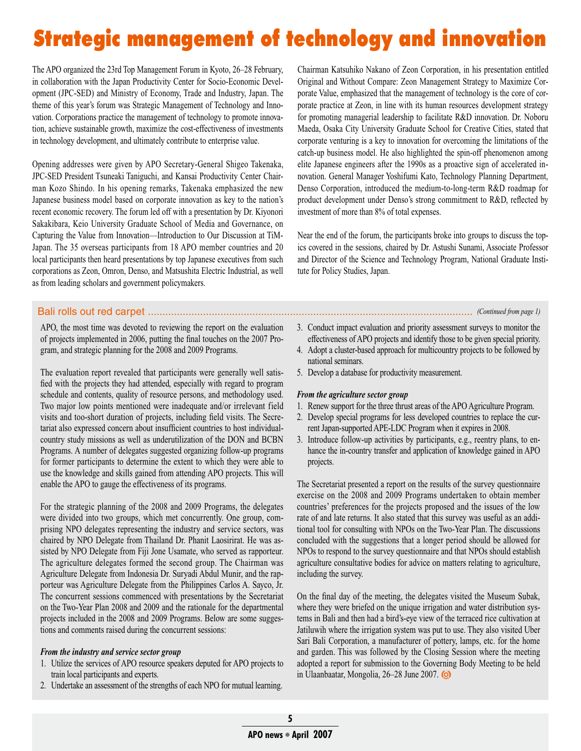# Strategic management of technology and innovation

The APO organized the 23rd Top Management Forum in Kyoto, 26–28 February, in collaboration with the Japan Productivity Center for Socio-Economic Development (JPC-SED) and Ministry of Economy, Trade and Industry, Japan. The theme of this year's forum was Strategic Management of Technology and Innovation. Corporations practice the management of technology to promote innovation, achieve sustainable growth, maximize the cost-effectiveness of investments in technology development, and ultimately contribute to enterprise value.

Opening addresses were given by APO Secretary-General Shigeo Takenaka, JPC-SED President Tsuneaki Taniguchi, and Kansai Productivity Center Chairman Kozo Shindo. In his opening remarks, Takenaka emphasized the new Japanese business model based on corporate innovation as key to the nation's recent economic recovery. The forum led off with a presentation by Dr. Kiyonori Sakakibara, Keio University Graduate School of Media and Governance, on Capturing the Value from Innovation—Introduction to Our Discussion at TiM-Japan. The 35 overseas participants from 18 APO member countries and 20 local participants then heard presentations by top Japanese executives from such corporations as Zeon, Omron, Denso, and Matsushita Electric Industrial, as well as from leading scholars and government policymakers.

Chairman Katsuhiko Nakano of Zeon Corporation, in his presentation entitled Original and Without Compare: Zeon Management Strategy to Maximize Corporate Value, emphasized that the management of technology is the core of corporate practice at Zeon, in line with its human resources development strategy for promoting managerial leadership to facilitate R&D innovation. Dr. Noboru Maeda, Osaka City University Graduate School for Creative Cities, stated that corporate venturing is a key to innovation for overcoming the limitations of the catch-up business model. He also highlighted the spin-off phenomenon among elite Japanese engineers after the 1990s as a proactive sign of accelerated innovation. General Manager Yoshifumi Kato, Technology Planning Department, Denso Corporation, introduced the medium-to-long-term R&D roadmap for product development under Denso's strong commitment to R&D, reflected by investment of more than 8% of total expenses.

Near the end of the forum, the participants broke into groups to discuss the topics covered in the sessions, chaired by Dr. Astushi Sunami, Associate Professor and Director of the Science and Technology Program, National Graduate Institute for Policy Studies, Japan.

## Bali rolls out red carpet

*(Continued from page 1)*

APO, the most time was devoted to reviewing the report on the evaluation of projects implemented in 2006, putting the final touches on the 2007 Program, and strategic planning for the 2008 and 2009 Programs.

The evaluation report revealed that participants were generally well satisfied with the projects they had attended, especially with regard to program schedule and contents, quality of resource persons, and methodology used. Two major low points mentioned were inadequate and/or irrelevant field visits and too-short duration of projects, including field visits. The Secretariat also expressed concern about insufficient countries to host individual-country study missions as well as underutilization of the DON and BCBN Programs. A number of delegates suggested organizing follow-up programs for former participants to determine the extent to which they were able to use the knowledge and skills gained from attending APO projects. This will enable the APO to gauge the effectiveness of its programs.

For the strategic planning of the 2008 and 2009 Programs, the delegates were divided into two groups, which met concurrently. One group, comprising NPO delegates representing the industry and service sectors, was chaired by NPO Delegate from Thailand Dr. Phanit Laosirirat. He was assisted by NPO Delegate from Fiji Jone Usamate, who served as rapporteur. The agriculture delegates formed the second group. The Chairman was Agriculture Delegate from Indonesia Dr. Suryadi Abdul Munir, and the rapporteur was Agriculture Delegate from the Philippines Carlos A. Sayco, Jr. The concurrent sessions commenced with presentations by the Secretariat on the Two-Year Plan 2008 and 2009 and the rationale for the departmental projects included in the 2008 and 2009 Programs. Below are some suggestions and comments raised during the concurrent sessions:

***From the industry and service sector group***

1. Utilize the services of APO resource speakers deputed for APO projects to train local participants and experts.
2. Undertake an assessment of the strengths of each NPO for mutual learning.
3. Conduct impact evaluation and priority assessment surveys to monitor the effectiveness of APO projects and identify those to be given special priority.
4. Adopt a cluster-based approach for multicountry projects to be followed by national seminars.
5. Develop a database for productivity measurement.

***From the agriculture sector group***

1. Renew support for the three thrust areas of the APO Agriculture Program.
2. Develop special programs for less developed countries to replace the current Japan-supported APE-LDC Program when it expires in 2008.
3. Introduce follow-up activities by participants, e.g., reentry plans, to enhance the in-country transfer and application of knowledge gained in APO projects.

The Secretariat presented a report on the results of the survey questionnaire exercise on the 2008 and 2009 Programs undertaken to obtain member countries' preferences for the projects proposed and the issues of the low rate of and late returns. It also stated that this survey was useful as an additional tool for consulting with NPOs on the Two-Year Plan. The discussions concluded with the suggestions that a longer period should be allowed for NPOs to respond to the survey questionnaire and that NPOs should establish agriculture consultative bodies for advice on matters relating to agriculture, including the survey.

On the final day of the meeting, the delegates visited the Museum Subak, where they were briefed on the unique irrigation and water distribution systems in Bali and then had a bird's-eye view of the terraced rice cultivation at Jatiluwih where the irrigation system was put to use. They also visited Uber Sari Bali Corporation, a manufacturer of pottery, lamps, etc. for the home and garden. This was followed by the Closing Session where the meeting adopted a report for submission to the Governing Body Meeting to be held in Ulaanbaatar, Mongolia, 26–28 June 2007.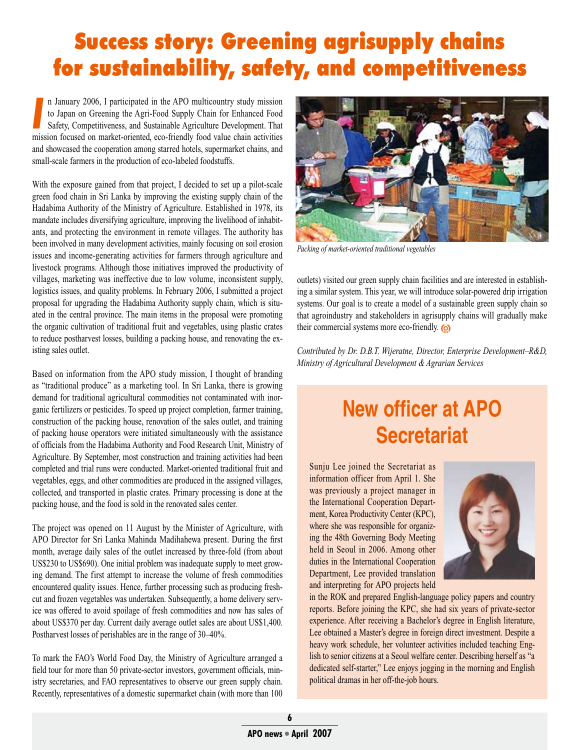# Success story: Greening agrisupply chains for sustainability, safety, and competitiveness

In January 2006, I participated in the APO multicountry study mission to Japan on Greening the Agri-Food Supply Chain for Enhanced Food Safety, Competitiveness, and Sustainable Agriculture Development. That mission focused on market-oriented, eco-friendly food value chain activities and showcased the cooperation among starred hotels, supermarket chains, and small-scale farmers in the production of eco-labeled foodstuffs.

With the exposure gained from that project, I decided to set up a pilot-scale green food chain in Sri Lanka by improving the existing supply chain of the Hadabima Authority of the Ministry of Agriculture. Established in 1978, its mandate includes diversifying agriculture, improving the livelihood of inhabitants, and protecting the environment in remote villages. The authority has been involved in many development activities, mainly focusing on soil erosion issues and income-generating activities for farmers through agriculture and livestock programs. Although those initiatives improved the productivity of villages, marketing was ineffective due to low volume, inconsistent supply, logistics issues, and quality problems. In February 2006, I submitted a project proposal for upgrading the Hadabima Authority supply chain, which is situated in the central province. The main items in the proposal were promoting the organic cultivation of traditional fruit and vegetables, using plastic crates to reduce postharvest losses, building a packing house, and renovating the existing sales outlet.

Based on information from the APO study mission, I thought of branding as "traditional produce" as a marketing tool. In Sri Lanka, there is growing demand for traditional agricultural commodities not contaminated with inorganic fertilizers or pesticides. To speed up project completion, farmer training, construction of the packing house, renovation of the sales outlet, and training of packing house operators were initiated simultaneously with the assistance of officials from the Hadabima Authority and Food Research Unit, Ministry of Agriculture. By September, most construction and training activities had been completed and trial runs were conducted. Market-oriented traditional fruit and vegetables, eggs, and other commodities are produced in the assigned villages, collected, and transported in plastic crates. Primary processing is done at the packing house, and the food is sold in the renovated sales center.

The project was opened on 11 August by the Minister of Agriculture, with APO Director for Sri Lanka Mahinda Madihahewa present. During the first month, average daily sales of the outlet increased by three-fold (from about US$230 to US$690). One initial problem was inadequate supply to meet growing demand. The first attempt to increase the volume of fresh commodities encountered quality issues. Hence, further processing such as producing fresh-cut and frozen vegetables was undertaken. Subsequently, a home delivery service was offered to avoid spoilage of fresh commodities and now has sales of about US$370 per day. Current daily average outlet sales are about US$1,400. Postharvest losses of perishables are in the range of 30–40%.

To mark the FAO's World Food Day, the Ministry of Agriculture arranged a field tour for more than 50 private-sector investors, government officials, ministry secretaries, and FAO representatives to observe our green supply chain. Recently, representatives of a domestic supermarket chain (with more than 100 outlets) visited our green supply chain facilities and are interested in establishing a similar system. This year, we will introduce solar-powered drip irrigation systems. Our goal is to create a model of a sustainable green supply chain so that agroindustry and stakeholders in agrisupply chains will gradually make their commercial systems more eco-friendly.

*Packing of market-oriented traditional vegetables*

*Contributed by Dr. D.B.T. Wijeratne, Director, Enterprise Development–R&D, Ministry of Agricultural Development & Agrarian Services*

## New officer at APO Secretariat

Sunju Lee joined the Secretariat as information officer from April 1. She was previously a project manager in the International Cooperation Department, Korea Productivity Center (KPC), where she was responsible for organizing the 48th Governing Body Meeting held in Seoul in 2006. Among other duties in the International Cooperation Department, Lee provided translation and interpreting for APO projects held in the ROK and prepared English-language policy papers and country reports. Before joining the KPC, she had six years of private-sector experience. After receiving a Bachelor's degree in English literature, Lee obtained a Master's degree in foreign direct investment. Despite a heavy work schedule, her volunteer activities included teaching English to senior citizens at a Seoul welfare center. Describing herself as "a dedicated self-starter," Lee enjoys jogging in the morning and English political dramas in her off-the-job hours.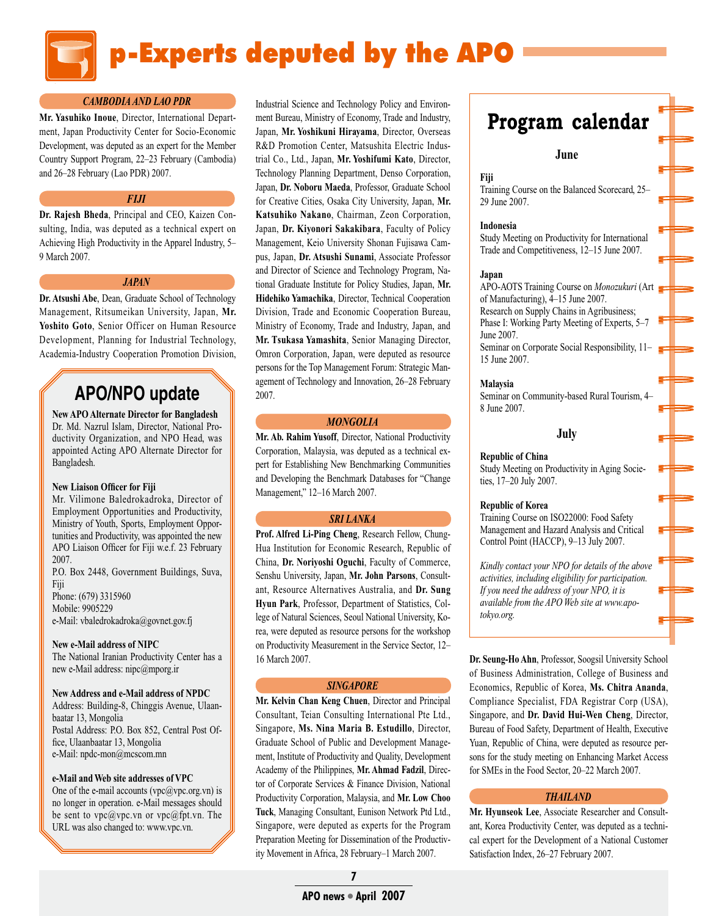# p-Experts deputed by the APO

### CAMBODIA AND LAO PDR

**Mr. Yasuhiko Inoue**, Director, International Department, Japan Productivity Center for Socio-Economic Development, was deputed as an expert for the Member Country Support Program, 22–23 February (Cambodia) and 26–28 February (Lao PDR) 2007.

### FIJI

**Dr. Rajesh Bheda**, Principal and CEO, Kaizen Consulting, India, was deputed as a technical expert on Achieving High Productivity in the Apparel Industry, 5–9 March 2007.

### JAPAN

**Dr. Atsushi Abe**, Dean, Graduate School of Technology Management, Ritsumeikan University, Japan, **Mr. Yoshito Goto**, Senior Officer on Human Resource Development, Planning for Industrial Technology, Academia-Industry Cooperation Promotion Division, Industrial Science and Technology Policy and Environment Bureau, Ministry of Economy, Trade and Industry, Japan, **Mr. Yoshikuni Hirayama**, Director, Overseas R&D Promotion Center, Matsushita Electric Industrial Co., Ltd., Japan, **Mr. Yoshifumi Kato**, Director, Technology Planning Department, Denso Corporation, Japan, **Dr. Noboru Maeda**, Professor, Graduate School for Creative Cities, Osaka City University, Japan, **Mr. Katsuhiko Nakano**, Chairman, Zeon Corporation, Japan, **Dr. Kiyonori Sakakibara**, Faculty of Policy Management, Keio University Shonan Fujisawa Campus, Japan, **Dr. Atsushi Sunami**, Associate Professor and Director of Science and Technology Program, National Graduate Institute for Policy Studies, Japan, **Mr. Hidehiko Yamachika**, Director, Technical Cooperation Division, Trade and Economic Cooperation Bureau, Ministry of Economy, Trade and Industry, Japan, and **Mr. Tsukasa Yamashita**, Senior Managing Director, Omron Corporation, Japan, were deputed as resource persons for the Top Management Forum: Strategic Management of Technology and Innovation, 26–28 February 2007.

### MONGOLIA

**Mr. Ab. Rahim Yusoff**, Director, National Productivity Corporation, Malaysia, was deputed as a technical expert for Establishing New Benchmarking Communities and Developing the Benchmark Databases for "Change Management," 12–16 March 2007.

### SRI LANKA

**Prof. Alfred Li-Ping Cheng**, Research Fellow, Chung-Hua Institution for Economic Research, Republic of China, **Dr. Noriyoshi Oguchi**, Faculty of Commerce, Senshu University, Japan, **Mr. John Parsons**, Consultant, Resource Alternatives Australia, and **Dr. Sung Hyun Park**, Professor, Department of Statistics, College of Natural Sciences, Seoul National University, Korea, were deputed as resource persons for the workshop on Productivity Measurement in the Service Sector, 12–16 March 2007.

### SINGAPORE

**Mr. Kelvin Chan Keng Chuen**, Director and Principal Consultant, Teian Consulting International Pte Ltd., Singapore, **Ms. Nina Maria B. Estudillo**, Director, Graduate School of Public and Development Management, Institute of Productivity and Quality, Development Academy of the Philippines, **Mr. Ahmad Fadzil**, Director of Corporate Services & Finance Division, National Productivity Corporation, Malaysia, and **Mr. Low Choo Tuck**, Managing Consultant, Eunison Network Ptd Ltd., Singapore, were deputed as experts for the Program Preparation Meeting for Dissemination of the Productivity Movement in Africa, 28 February–1 March 2007.

**Dr. Seung-Ho Ahn**, Professor, Soogsil University School of Business Administration, College of Business and Economics, Republic of Korea, **Ms. Chitra Ananda**, Compliance Specialist, FDA Registrar Corp (USA), Singapore, and **Dr. David Hui-Wen Cheng**, Director, Bureau of Food Safety, Department of Health, Executive Yuan, Republic of China, were deputed as resource persons for the study meeting on Enhancing Market Access for SMEs in the Food Sector, 20–22 March 2007.

### THAILAND

**Mr. Hyunseok Lee**, Associate Researcher and Consultant, Korea Productivity Center, was deputed as a technical expert for the Development of a National Customer Satisfaction Index, 26–27 February 2007.

## APO/NPO update

**New APO Alternate Director for Bangladesh**
Dr. Md. Nazrul Islam, Director, National Productivity Organization, and NPO Head, was appointed Acting APO Alternate Director for Bangladesh.

**New Liaison Officer for Fiji**
Mr. Vilimone Baledrokadroka, Director of Employment Opportunities and Productivity, Ministry of Youth, Sports, Employment Opportunities and Productivity, was appointed the new APO Liaison Officer for Fiji w.e.f. 23 February 2007.
P.O. Box 2448, Government Buildings, Suva, Fiji
Phone: (679) 3315960
Mobile: 9905229
e-Mail: vbaledrokadroka@govnet.gov.fj

**New e-Mail address of NIPC**
The National Iranian Productivity Center has a new e-Mail address: nipc@mporg.ir

**New Address and e-Mail address of NPDC**
Address: Building-8, Chinggis Avenue, Ulaanbaatar 13, Mongolia
Postal Address: P.O. Box 852, Central Post Office, Ulaanbaatar 13, Mongolia
e-Mail: npdc-mon@mcscom.mn

**e-Mail and Web site addresses of VPC**
One of the e-mail accounts (vpc@vpc.org.vn) is no longer in operation. e-Mail messages should be sent to vpc@vpc.vn or vpc@fpt.vn. The URL was also changed to: www.vpc.vn.

## Program calendar

### June

**Fiji**
Training Course on the Balanced Scorecard, 25–29 June 2007.

**Indonesia**
Study Meeting on Productivity for International Trade and Competitiveness, 12–15 June 2007.

**Japan**
APO-AOTS Training Course on *Monozukuri* (Art of Manufacturing), 4–15 June 2007.
Research on Supply Chains in Agribusiness; Phase I: Working Party Meeting of Experts, 5–7 June 2007.
Seminar on Corporate Social Responsibility, 11–15 June 2007.

**Malaysia**
Seminar on Community-based Rural Tourism, 4–8 June 2007.

### July

**Republic of China**
Study Meeting on Productivity in Aging Societies, 17–20 July 2007.

**Republic of Korea**
Training Course on ISO22000: Food Safety Management and Hazard Analysis and Critical Control Point (HACCP), 9–13 July 2007.

*Kindly contact your NPO for details of the above activities, including eligibility for participation. If you need the address of your NPO, it is available from the APO Web site at www.apo-tokyo.org.*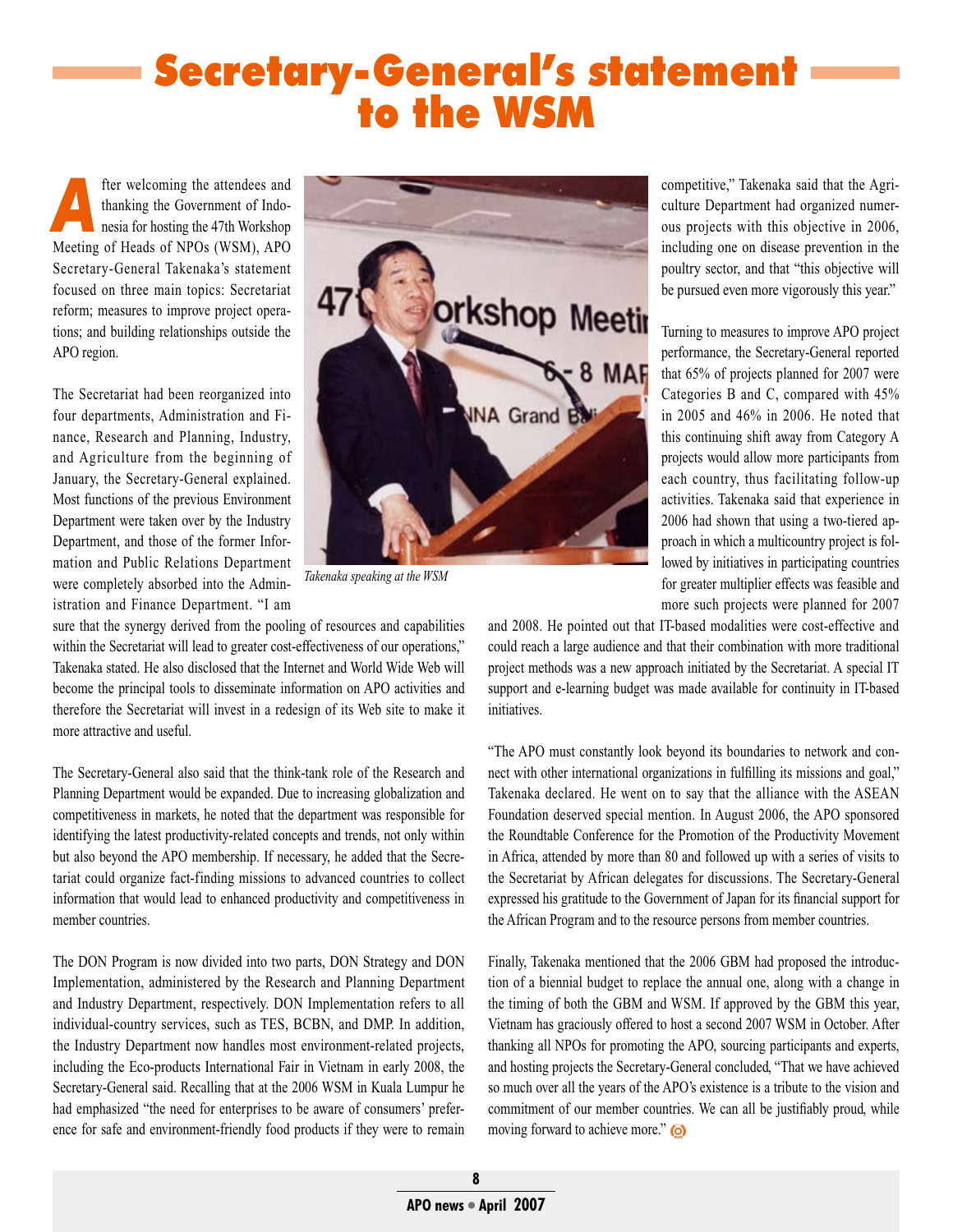# Secretary-General's statement to the WSM

After welcoming the attendees and thanking the Government of Indonesia for hosting the 47th Workshop Meeting of Heads of NPOs (WSM), APO Secretary-General Takenaka's statement focused on three main topics: Secretariat reform; measures to improve project operations; and building relationships outside the APO region.

The Secretariat had been reorganized into four departments, Administration and Finance, Research and Planning, Industry, and Agriculture from the beginning of January, the Secretary-General explained. Most functions of the previous Environment Department were taken over by the Industry Department, and those of the former Information and Public Relations Department were completely absorbed into the Administration and Finance Department. "I am sure that the synergy derived from the pooling of resources and capabilities within the Secretariat will lead to greater cost-effectiveness of our operations," Takenaka stated. He also disclosed that the Internet and World Wide Web will become the principal tools to disseminate information on APO activities and therefore the Secretariat will invest in a redesign of its Web site to make it more attractive and useful.

*Takenaka speaking at the WSM*

The Secretary-General also said that the think-tank role of the Research and Planning Department would be expanded. Due to increasing globalization and competitiveness in markets, he noted that the department was responsible for identifying the latest productivity-related concepts and trends, not only within but also beyond the APO membership. If necessary, he added that the Secretariat could organize fact-finding missions to advanced countries to collect information that would lead to enhanced productivity and competitiveness in member countries.

The DON Program is now divided into two parts, DON Strategy and DON Implementation, administered by the Research and Planning Department and Industry Department, respectively. DON Implementation refers to all individual-country services, such as TES, BCBN, and DMP. In addition, the Industry Department now handles most environment-related projects, including the Eco-products International Fair in Vietnam in early 2008, the Secretary-General said. Recalling that at the 2006 WSM in Kuala Lumpur he had emphasized "the need for enterprises to be aware of consumers' preference for safe and environment-friendly food products if they were to remain competitive," Takenaka said that the Agriculture Department had organized numerous projects with this objective in 2006, including one on disease prevention in the poultry sector, and that "this objective will be pursued even more vigorously this year."

Turning to measures to improve APO project performance, the Secretary-General reported that 65% of projects planned for 2007 were Categories B and C, compared with 45% in 2005 and 46% in 2006. He noted that this continuing shift away from Category A projects would allow more participants from each country, thus facilitating follow-up activities. Takenaka said that experience in 2006 had shown that using a two-tiered approach in which a multicountry project is followed by initiatives in participating countries for greater multiplier effects was feasible and more such projects were planned for 2007 and 2008. He pointed out that IT-based modalities were cost-effective and could reach a large audience and that their combination with more traditional project methods was a new approach initiated by the Secretariat. A special IT support and e-learning budget was made available for continuity in IT-based initiatives.

"The APO must constantly look beyond its boundaries to network and connect with other international organizations in fulfilling its missions and goal," Takenaka declared. He went on to say that the alliance with the ASEAN Foundation deserved special mention. In August 2006, the APO sponsored the Roundtable Conference for the Promotion of the Productivity Movement in Africa, attended by more than 80 and followed up with a series of visits to the Secretariat by African delegates for discussions. The Secretary-General expressed his gratitude to the Government of Japan for its financial support for the African Program and to the resource persons from member countries.

Finally, Takenaka mentioned that the 2006 GBM had proposed the introduction of a biennial budget to replace the annual one, along with a change in the timing of both the GBM and WSM. If approved by the GBM this year, Vietnam has graciously offered to host a second 2007 WSM in October. After thanking all NPOs for promoting the APO, sourcing participants and experts, and hosting projects the Secretary-General concluded, "That we have achieved so much over all the years of the APO's existence is a tribute to the vision and commitment of our member countries. We can all be justifiably proud, while moving forward to achieve more."